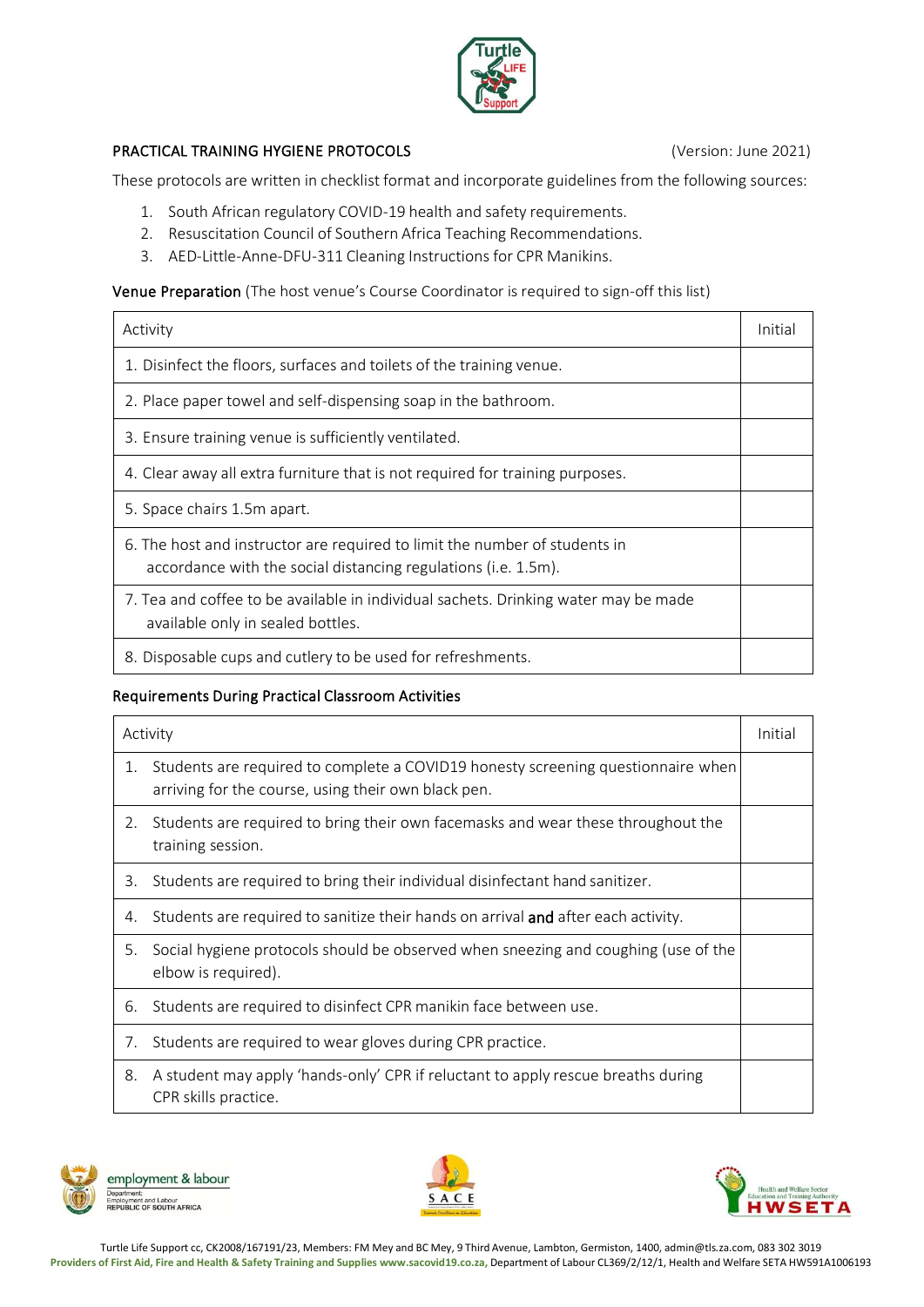## PRACTICAL TRAINING HYGIENE PROTOCOLS

(Version: June 2021)

These protocols are written in checklist format and incorporate guidelines from the following sources:

1. South African regulatory COVID-19 health and safety requirements.
2. Resuscitation Council of Southern Africa Teaching Recommendations.
3. AED-Little-Anne-DFU-311 Cleaning Instructions for CPR Manikins.

### Venue Preparation (The host venue's Course Coordinator is required to sign-off this list)

| Activity | Initial |
|---|---|
| 1. Disinfect the floors, surfaces and toilets of the training venue. | |
| 2. Place paper towel and self-dispensing soap in the bathroom. | |
| 3. Ensure training venue is sufficiently ventilated. | |
| 4. Clear away all extra furniture that is not required for training purposes. | |
| 5. Space chairs 1.5m apart. | |
| 6. The host and instructor are required to limit the number of students in accordance with the social distancing regulations (i.e. 1.5m). | |
| 7. Tea and coffee to be available in individual sachets. Drinking water may be made available only in sealed bottles. | |
| 8. Disposable cups and cutlery to be used for refreshments. | |

### Requirements During Practical Classroom Activities

| Activity | Initial |
|---|---|
| 1. Students are required to complete a COVID19 honesty screening questionnaire when arriving for the course, using their own black pen. | |
| 2. Students are required to bring their own facemasks and wear these throughout the training session. | |
| 3. Students are required to bring their individual disinfectant hand sanitizer. | |
| 4. Students are required to sanitize their hands on arrival **and** after each activity. | |
| 5. Social hygiene protocols should be observed when sneezing and coughing (use of the elbow is required). | |
| 6. Students are required to disinfect CPR manikin face between use. | |
| 7. Students are required to wear gloves during CPR practice. | |
| 8. A student may apply 'hands-only' CPR if reluctant to apply rescue breaths during CPR skills practice. | |

Turtle Life Support cc, CK2008/167191/23, Members: FM Mey and BC Mey, 9 Third Avenue, Lambton, Germiston, 1400, admin@tls.za.com, 083 302 3019
**Providers of First Aid, Fire and Health & Safety Training and Supplies www.sacovid19.co.za,** Department of Labour CL369/2/12/1, Health and Welfare SETA HW591A1006193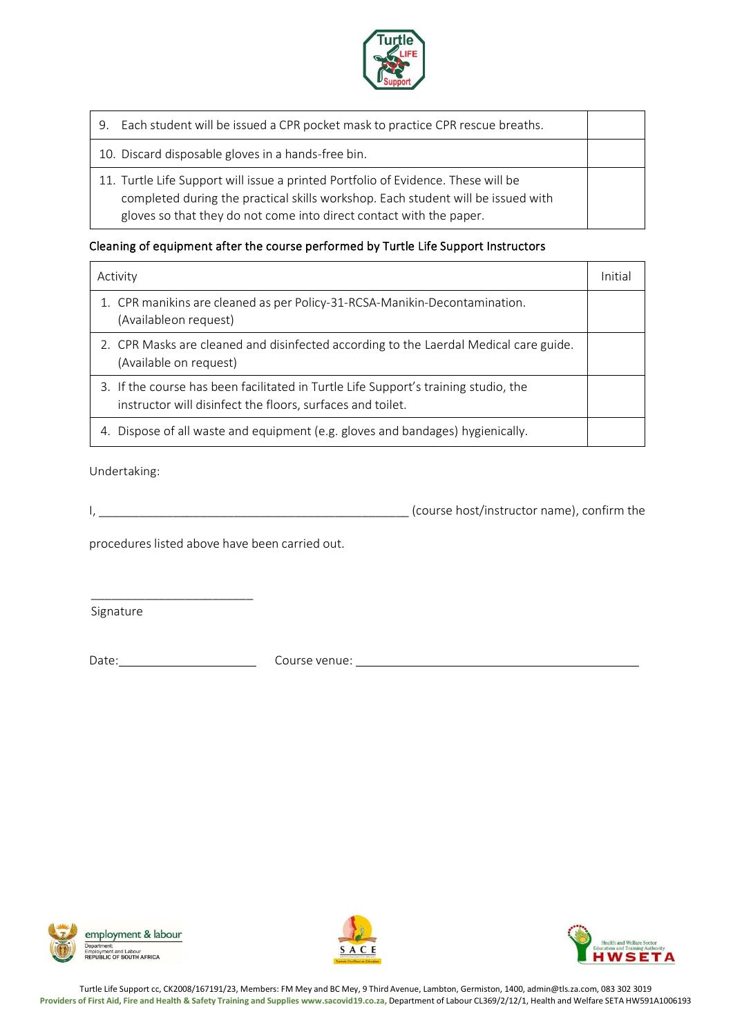| | |
|---|---|
| 9. Each student will be issued a CPR pocket mask to practice CPR rescue breaths. | |
| 10. Discard disposable gloves in a hands-free bin. | |
| 11. Turtle Life Support will issue a printed Portfolio of Evidence. These will be completed during the practical skills workshop. Each student will be issued with gloves so that they do not come into direct contact with the paper. | |

Cleaning of equipment after the course performed by Turtle Life Support Instructors

| Activity | Initial |
|---|---|
| 1. CPR manikins are cleaned as per Policy-31-RCSA-Manikin-Decontamination. (Availableon request) | |
| 2. CPR Masks are cleaned and disinfected according to the Laerdal Medical care guide. (Available on request) | |
| 3. If the course has been facilitated in Turtle Life Support's training studio, the instructor will disinfect the floors, surfaces and toilet. | |
| 4. Dispose of all waste and equipment (e.g. gloves and bandages) hygienically. | |

Undertaking:

I, _______________________________________________ (course host/instructor name), confirm the procedures listed above have been carried out.

________________________
Signature

Date: ____________________ Course venue: ____________________________________________

Turtle Life Support cc, CK2008/167191/23, Members: FM Mey and BC Mey, 9 Third Avenue, Lambton, Germiston, 1400, admin@tls.za.com, 083 302 3019
**Providers of First Aid, Fire and Health & Safety Training and Supplies www.sacovid19.co.za,** Department of Labour CL369/2/12/1, Health and Welfare SETA HW591A1006193